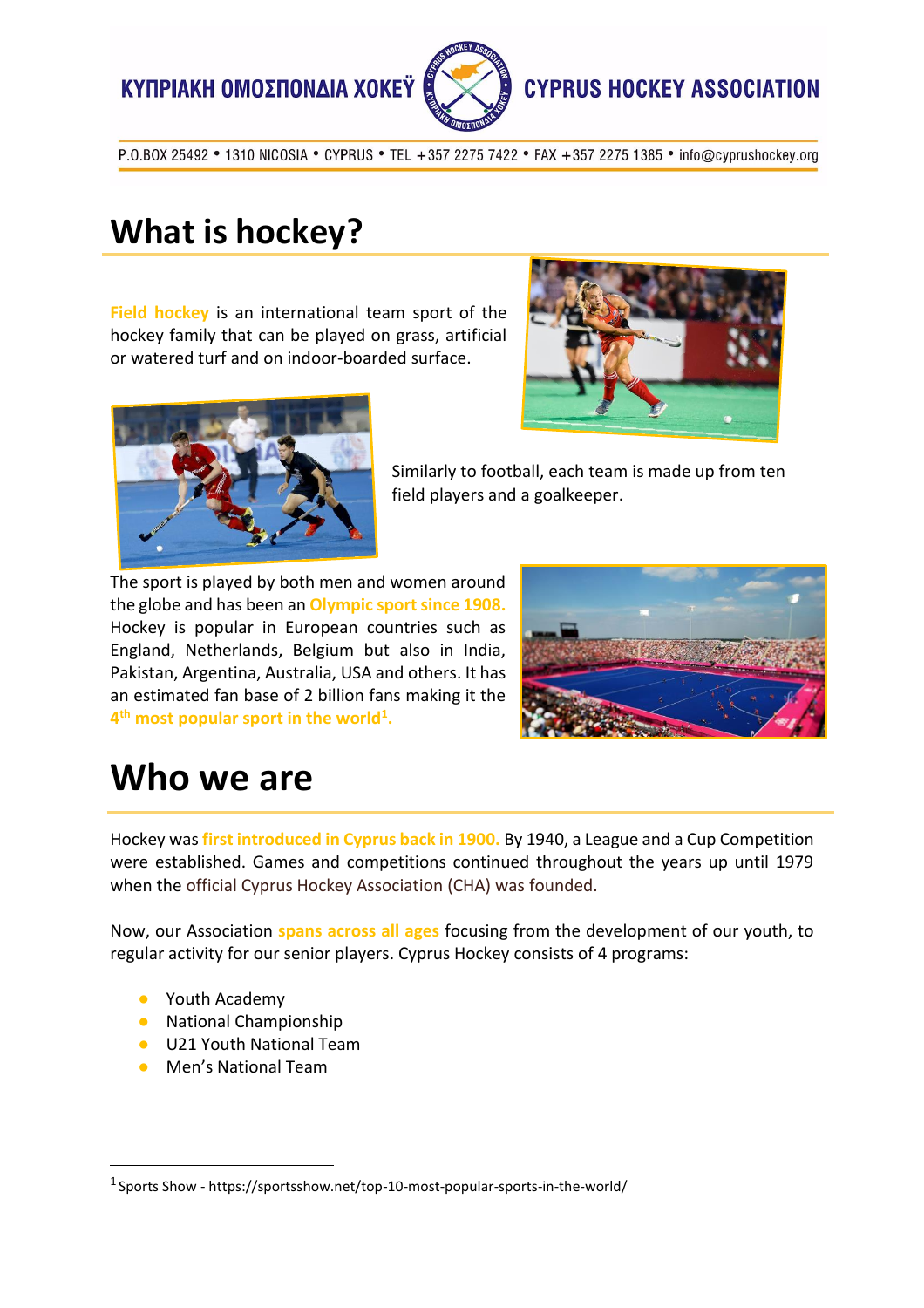ΚΥΠΡΙΑΚΗ ΟΜΟΣΠΟΝΔΙΑ ΧΟΚΕΫ — CYPRUS HOCKEY ASSOCIATION

P.O.BOX 25492 • 1310 NICOSIA • CYPRUS • TEL +357 2275 7422 • FAX +357 2275 1385 • info@cyprushockey.org

# What is hockey?

**Field hockey** is an international team sport of the hockey family that can be played on grass, artificial or watered turf and on indoor-boarded surface.

Similarly to football, each team is made up from ten field players and a goalkeeper.

The sport is played by both men and women around the globe and has been an **Olympic sport since 1908.** Hockey is popular in European countries such as England, Netherlands, Belgium but also in India, Pakistan, Argentina, Australia, USA and others. It has an estimated fan base of 2 billion fans making it the **4th most popular sport in the world[1].**

# Who we are

Hockey was **first introduced in Cyprus back in 1900.** By 1940, a League and a Cup Competition were established. Games and competitions continued throughout the years up until 1979 when the official Cyprus Hockey Association (CHA) was founded.

Now, our Association **spans across all ages** focusing from the development of our youth, to regular activity for our senior players. Cyprus Hockey consists of 4 programs:

- Youth Academy
- National Championship
- U21 Youth National Team
- Men's National Team

[1] Sports Show - https://sportsshow.net/top-10-most-popular-sports-in-the-world/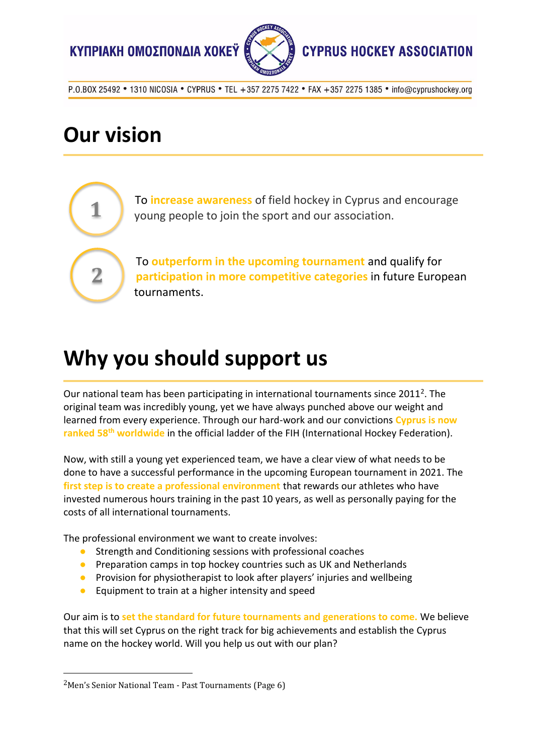# Our vision

1. To **increase awareness** of field hockey in Cyprus and encourage young people to join the sport and our association.

2. To **outperform in the upcoming tournament** and qualify for **participation in more competitive categories** in future European tournaments.

# Why you should support us

Our national team has been participating in international tournaments since 2011[2]. The original team was incredibly young, yet we have always punched above our weight and learned from every experience. Through our hard-work and our convictions **Cyprus is now ranked 58th worldwide** in the official ladder of the FIH (International Hockey Federation).

Now, with still a young yet experienced team, we have a clear view of what needs to be done to have a successful performance in the upcoming European tournament in 2021. The **first step is to create a professional environment** that rewards our athletes who have invested numerous hours training in the past 10 years, as well as personally paying for the costs of all international tournaments.

The professional environment we want to create involves:

- Strength and Conditioning sessions with professional coaches
- Preparation camps in top hockey countries such as UK and Netherlands
- Provision for physiotherapist to look after players' injuries and wellbeing
- Equipment to train at a higher intensity and speed

Our aim is to **set the standard for future tournaments and generations to come.** We believe that this will set Cyprus on the right track for big achievements and establish the Cyprus name on the hockey world. Will you help us out with our plan?

[2] Men's Senior National Team - Past Tournaments (Page 6)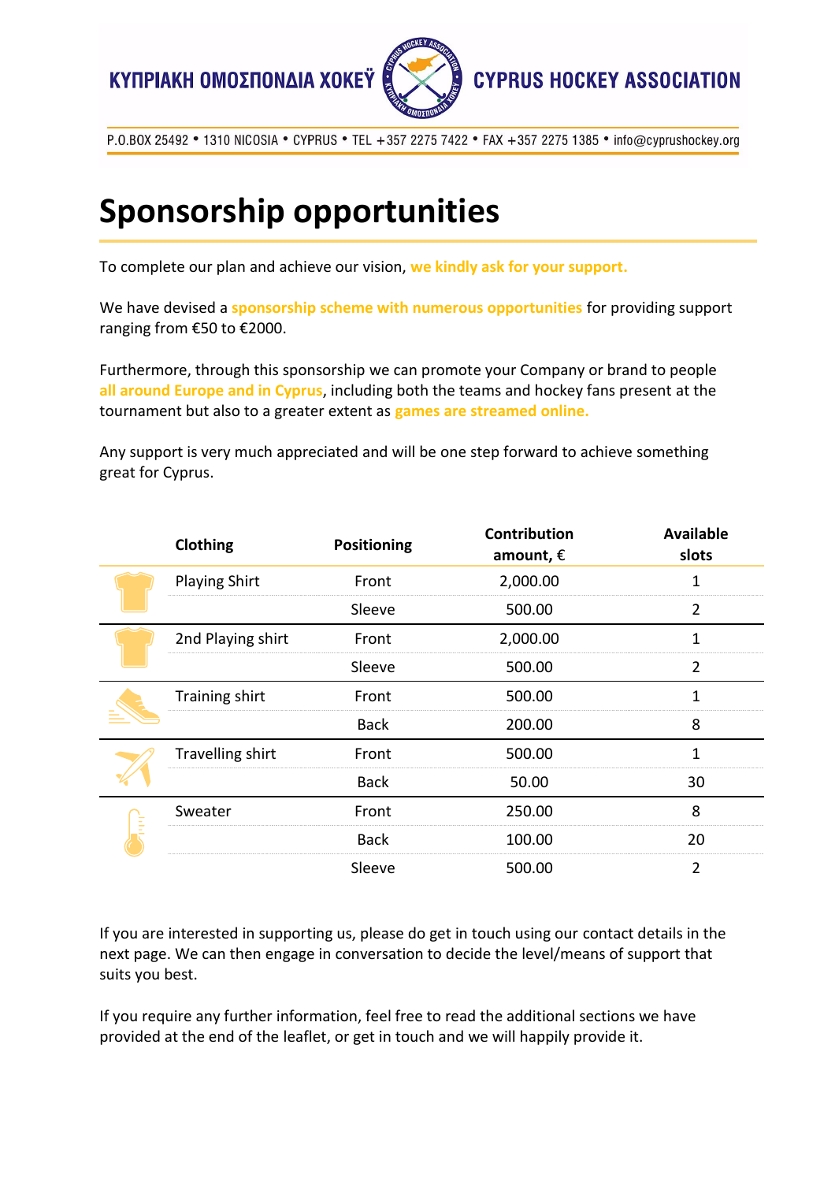# Sponsorship opportunities

To complete our plan and achieve our vision, **we kindly ask for your support.**

We have devised a **sponsorship scheme with numerous opportunities** for providing support ranging from €50 to €2000.

Furthermore, through this sponsorship we can promote your Company or brand to people **all around Europe and in Cyprus**, including both the teams and hockey fans present at the tournament but also to a greater extent as **games are streamed online.**

Any support is very much appreciated and will be one step forward to achieve something great for Cyprus.

| Clothing | Positioning | Contribution amount, € | Available slots |
|---|---|---|---|
| Playing Shirt | Front | 2,000.00 | 1 |
| | Sleeve | 500.00 | 2 |
| 2nd Playing shirt | Front | 2,000.00 | 1 |
| | Sleeve | 500.00 | 2 |
| Training shirt | Front | 500.00 | 1 |
| | Back | 200.00 | 8 |
| Travelling shirt | Front | 500.00 | 1 |
| | Back | 50.00 | 30 |
| Sweater | Front | 250.00 | 8 |
| | Back | 100.00 | 20 |
| | Sleeve | 500.00 | 2 |

If you are interested in supporting us, please do get in touch using our contact details in the next page. We can then engage in conversation to decide the level/means of support that suits you best.

If you require any further information, feel free to read the additional sections we have provided at the end of the leaflet, or get in touch and we will happily provide it.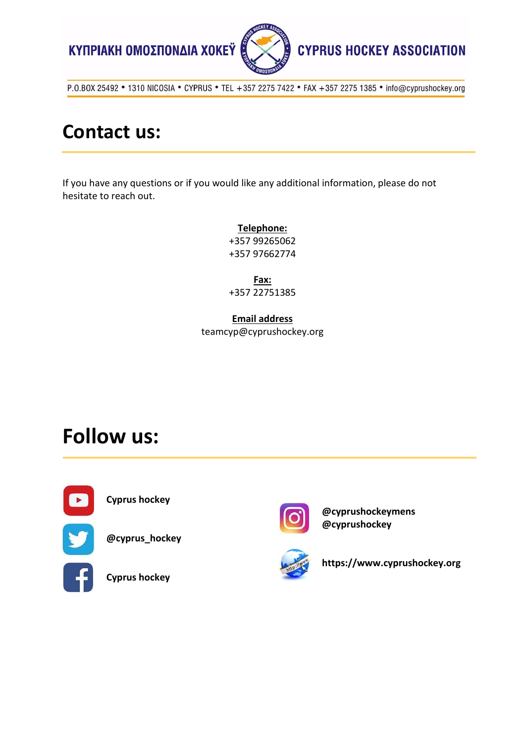## Contact us:

If you have any questions or if you would like any additional information, please do not hesitate to reach out.

**Telephone:**
+357 99265062
+357 97662774

**Fax:**
+357 22751385

**Email address**
teamcyp@cyprushockey.org

## Follow us:

**Cyprus hockey**

**@cyprus_hockey**

**Cyprus hockey**

**@cyprushockeymens**
**@cyprushockey**

**https://www.cyprushockey.org**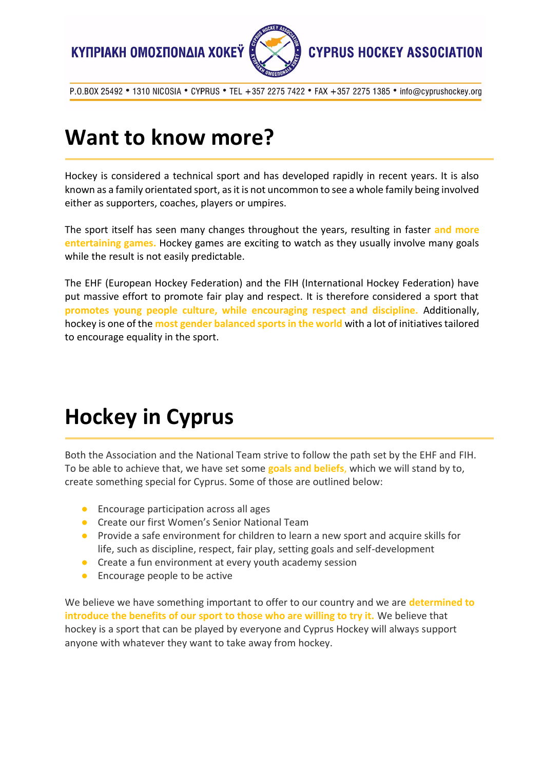# Want to know more?

Hockey is considered a technical sport and has developed rapidly in recent years. It is also known as a family orientated sport, as it is not uncommon to see a whole family being involved either as supporters, coaches, players or umpires.

The sport itself has seen many changes throughout the years, resulting in faster **and more entertaining games.** Hockey games are exciting to watch as they usually involve many goals while the result is not easily predictable.

The EHF (European Hockey Federation) and the FIH (International Hockey Federation) have put massive effort to promote fair play and respect. It is therefore considered a sport that **promotes young people culture, while encouraging respect and discipline.** Additionally, hockey is one of the **most gender balanced sports in the world** with a lot of initiatives tailored to encourage equality in the sport.

# Hockey in Cyprus

Both the Association and the National Team strive to follow the path set by the EHF and FIH. To be able to achieve that, we have set some **goals and beliefs,** which we will stand by to, create something special for Cyprus. Some of those are outlined below:

- Encourage participation across all ages
- Create our first Women's Senior National Team
- Provide a safe environment for children to learn a new sport and acquire skills for life, such as discipline, respect, fair play, setting goals and self-development
- Create a fun environment at every youth academy session
- Encourage people to be active

We believe we have something important to offer to our country and we are **determined to introduce the benefits of our sport to those who are willing to try it.** We believe that hockey is a sport that can be played by everyone and Cyprus Hockey will always support anyone with whatever they want to take away from hockey.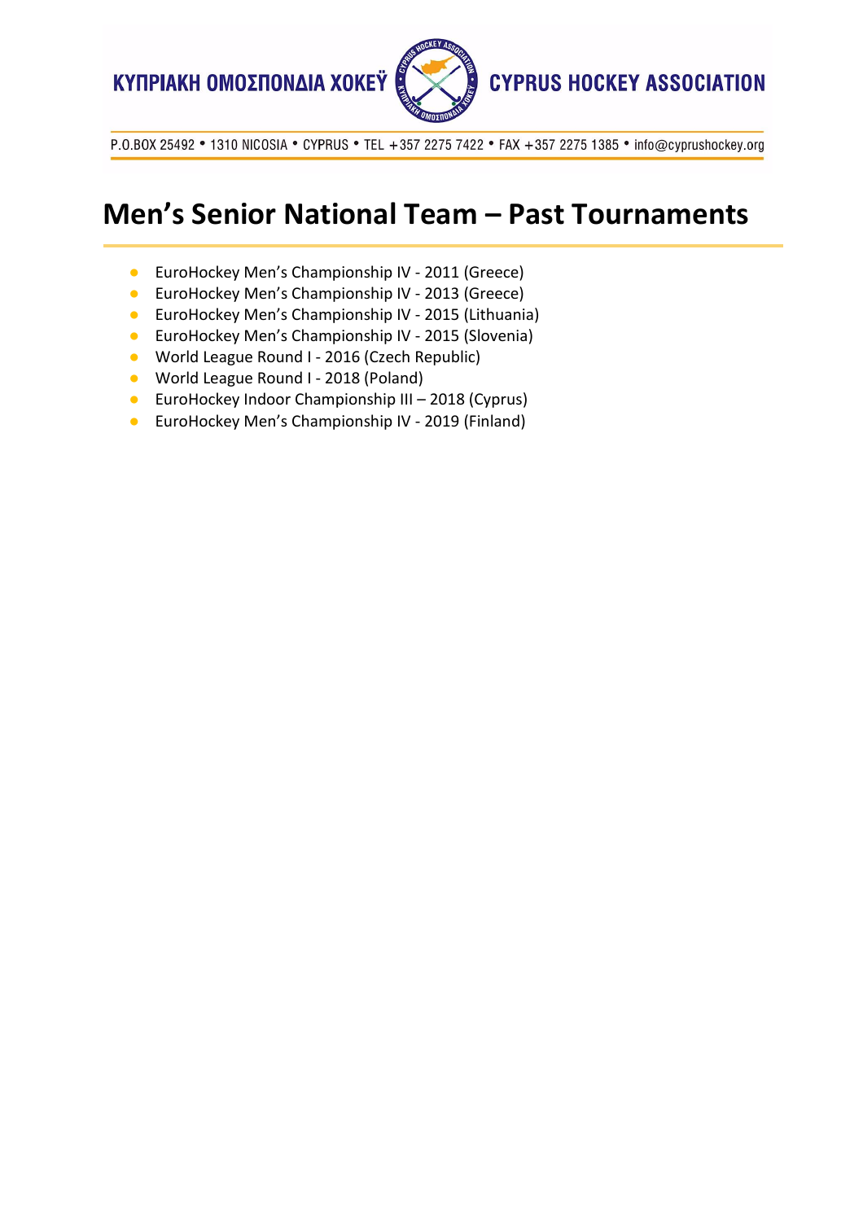# Men's Senior National Team – Past Tournaments

- EuroHockey Men's Championship IV - 2011 (Greece)
- EuroHockey Men's Championship IV - 2013 (Greece)
- EuroHockey Men's Championship IV - 2015 (Lithuania)
- EuroHockey Men's Championship IV - 2015 (Slovenia)
- World League Round I - 2016 (Czech Republic)
- World League Round I - 2018 (Poland)
- EuroHockey Indoor Championship III – 2018 (Cyprus)
- EuroHockey Men's Championship IV - 2019 (Finland)